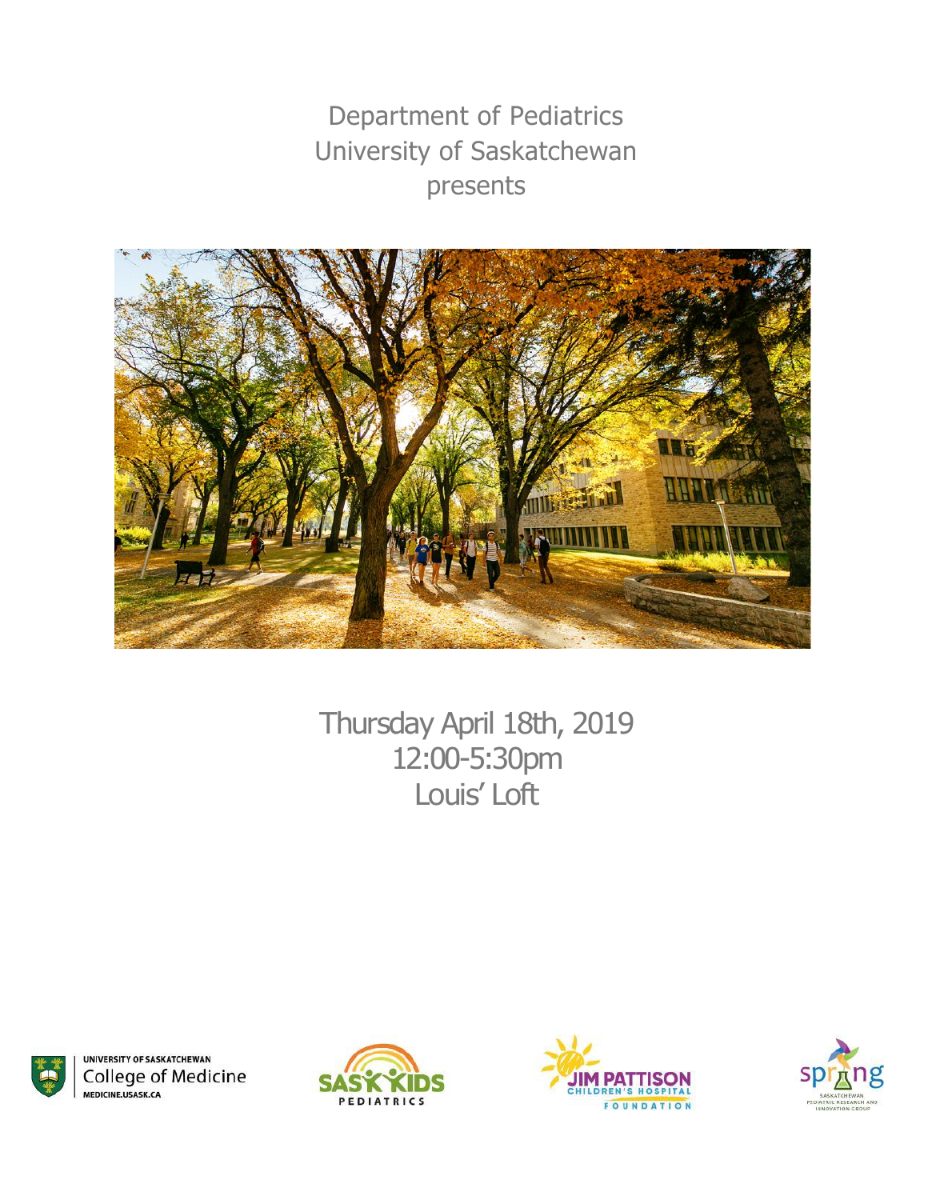Department of Pediatrics
University of Saskatchewan
presents

Thursday April 18th, 2019
12:00-5:30pm
Louis' Loft

UNIVERSITY OF SASKATCHEWAN
College of Medicine
MEDICINE.USASK.CA

SASKIDS
PEDIATRICS

JIM PATTISON
CHILDREN'S HOSPITAL
FOUNDATION

spring
SASKATCHEWAN
PEDIATRIC RESEARCH AND
INNOVATION GROUP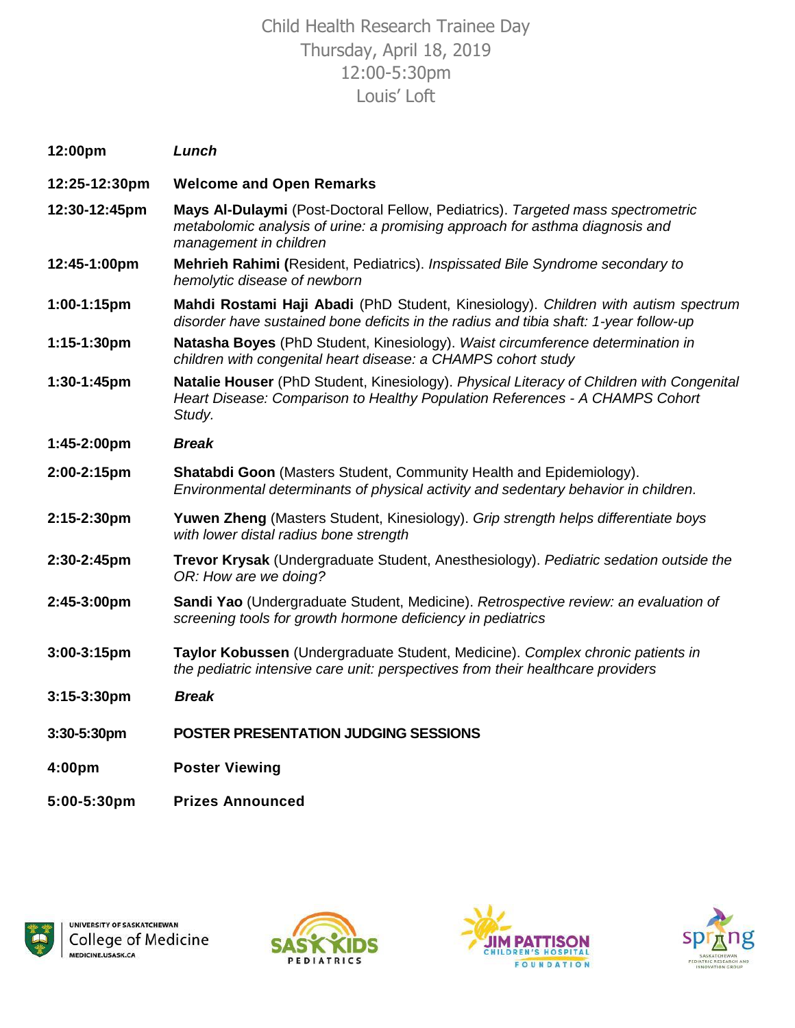# Child Health Research Trainee Day
Thursday, April 18, 2019
12:00-5:30pm
Louis' Loft

| | |
|---|---|
| **12:00pm** | ***Lunch*** |
| **12:25-12:30pm** | **Welcome and Open Remarks** |
| **12:30-12:45pm** | **Mays Al-Dulaymi** (Post-Doctoral Fellow, Pediatrics). *Targeted mass spectrometric metabolomic analysis of urine: a promising approach for asthma diagnosis and management in children* |
| **12:45-1:00pm** | **Mehrieh Rahimi (**Resident, Pediatrics). *Inspissated Bile Syndrome secondary to hemolytic disease of newborn* |
| **1:00-1:15pm** | **Mahdi Rostami Haji Abadi** (PhD Student, Kinesiology). *Children with autism spectrum disorder have sustained bone deficits in the radius and tibia shaft: 1-year follow-up* |
| **1:15-1:30pm** | **Natasha Boyes** (PhD Student, Kinesiology). *Waist circumference determination in children with congenital heart disease: a CHAMPS cohort study* |
| **1:30-1:45pm** | **Natalie Houser** (PhD Student, Kinesiology). *Physical Literacy of Children with Congenital Heart Disease: Comparison to Healthy Population References - A CHAMPS Cohort Study.* |
| **1:45-2:00pm** | ***Break*** |
| **2:00-2:15pm** | **Shatabdi Goon** (Masters Student, Community Health and Epidemiology). *Environmental determinants of physical activity and sedentary behavior in children.* |
| **2:15-2:30pm** | **Yuwen Zheng** (Masters Student, Kinesiology). *Grip strength helps differentiate boys with lower distal radius bone strength* |
| **2:30-2:45pm** | **Trevor Krysak** (Undergraduate Student, Anesthesiology). *Pediatric sedation outside the OR: How are we doing?* |
| **2:45-3:00pm** | **Sandi Yao** (Undergraduate Student, Medicine). *Retrospective review: an evaluation of screening tools for growth hormone deficiency in pediatrics* |
| **3:00-3:15pm** | **Taylor Kobussen** (Undergraduate Student, Medicine). *Complex chronic patients in the pediatric intensive care unit: perspectives from their healthcare providers* |
| **3:15-3:30pm** | ***Break*** |
| **3:30-5:30pm** | **POSTER PRESENTATION JUDGING SESSIONS** |
| **4:00pm** | **Poster Viewing** |
| **5:00-5:30pm** | **Prizes Announced** |

UNIVERSITY OF SASKATCHEWAN College of Medicine MEDICINE.USASK.CA

SASK KIDS PEDIATRICS

JIM PATTISON CHILDREN'S HOSPITAL FOUNDATION

spring SASKATCHEWAN PEDIATRIC RESEARCH AND INNOVATION GROUP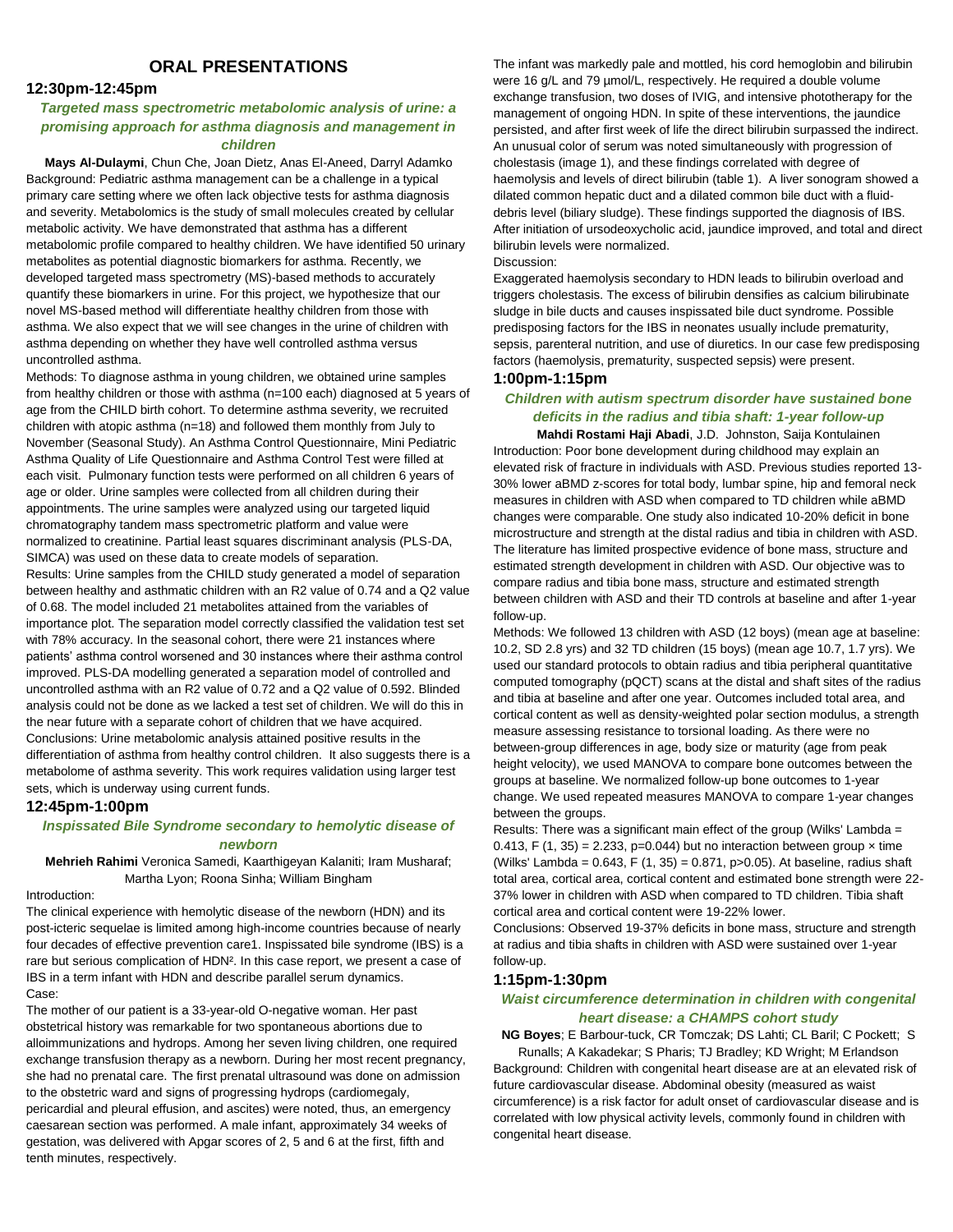# ORAL PRESENTATIONS

## 12:30pm-12:45pm

### *Targeted mass spectrometric metabolomic analysis of urine: a promising approach for asthma diagnosis and management in children*

**Mays Al-Dulaymi**, Chun Che, Joan Dietz, Anas El-Aneed, Darryl Adamko

Background: Pediatric asthma management can be a challenge in a typical primary care setting where we often lack objective tests for asthma diagnosis and severity. Metabolomics is the study of small molecules created by cellular metabolic activity. We have demonstrated that asthma has a different metabolomic profile compared to healthy children. We have identified 50 urinary metabolites as potential diagnostic biomarkers for asthma. Recently, we developed targeted mass spectrometry (MS)-based methods to accurately quantify these biomarkers in urine. For this project, we hypothesize that our novel MS-based method will differentiate healthy children from those with asthma. We also expect that we will see changes in the urine of children with asthma depending on whether they have well controlled asthma versus uncontrolled asthma.

Methods: To diagnose asthma in young children, we obtained urine samples from healthy children or those with asthma (n=100 each) diagnosed at 5 years of age from the CHILD birth cohort. To determine asthma severity, we recruited children with atopic asthma (n=18) and followed them monthly from July to November (Seasonal Study). An Asthma Control Questionnaire, Mini Pediatric Asthma Quality of Life Questionnaire and Asthma Control Test were filled at each visit. Pulmonary function tests were performed on all children 6 years of age or older. Urine samples were collected from all children during their appointments. The urine samples were analyzed using our targeted liquid chromatography tandem mass spectrometric platform and value were normalized to creatinine. Partial least squares discriminant analysis (PLS-DA, SIMCA) was used on these data to create models of separation.

Results: Urine samples from the CHILD study generated a model of separation between healthy and asthmatic children with an R2 value of 0.74 and a Q2 value of 0.68. The model included 21 metabolites attained from the variables of importance plot. The separation model correctly classified the validation test set with 78% accuracy. In the seasonal cohort, there were 21 instances where patients' asthma control worsened and 30 instances where their asthma control improved. PLS-DA modelling generated a separation model of controlled and uncontrolled asthma with an R2 value of 0.72 and a Q2 value of 0.592. Blinded analysis could not be done as we lacked a test set of children. We will do this in the near future with a separate cohort of children that we have acquired.

Conclusions: Urine metabolomic analysis attained positive results in the differentiation of asthma from healthy control children. It also suggests there is a metabolome of asthma severity. This work requires validation using larger test sets, which is underway using current funds.

## 12:45pm-1:00pm

### *Inspissated Bile Syndrome secondary to hemolytic disease of newborn*

**Mehrieh Rahimi** Veronica Samedi, Kaarthigeyan Kalaniti; Iram Musharaf; Martha Lyon; Roona Sinha; William Bingham

Introduction:

The clinical experience with hemolytic disease of the newborn (HDN) and its post-icteric sequelae is limited among high-income countries because of nearly four decades of effective prevention care1. Inspissated bile syndrome (IBS) is a rare but serious complication of HDN[2]. In this case report, we present a case of IBS in a term infant with HDN and describe parallel serum dynamics.

Case:

The mother of our patient is a 33-year-old O-negative woman. Her past obstetrical history was remarkable for two spontaneous abortions due to alloimmunizations and hydrops. Among her seven living children, one required exchange transfusion therapy as a newborn. During her most recent pregnancy, she had no prenatal care. The first prenatal ultrasound was done on admission to the obstetric ward and signs of progressing hydrops (cardiomegaly, pericardial and pleural effusion, and ascites) were noted, thus, an emergency caesarean section was performed. A male infant, approximately 34 weeks of gestation, was delivered with Apgar scores of 2, 5 and 6 at the first, fifth and tenth minutes, respectively.

The infant was markedly pale and mottled, his cord hemoglobin and bilirubin were 16 g/L and 79 µmol/L, respectively. He required a double volume exchange transfusion, two doses of IVIG, and intensive phototherapy for the management of ongoing HDN. In spite of these interventions, the jaundice persisted, and after first week of life the direct bilirubin surpassed the indirect. An unusual color of serum was noted simultaneously with progression of cholestasis (image 1), and these findings correlated with degree of haemolysis and levels of direct bilirubin (table 1). A liver sonogram showed a dilated common hepatic duct and a dilated common bile duct with a fluid-debris level (biliary sludge). These findings supported the diagnosis of IBS. After initiation of ursodeoxycholic acid, jaundice improved, and total and direct bilirubin levels were normalized.

Discussion:

Exaggerated haemolysis secondary to HDN leads to bilirubin overload and triggers cholestasis. The excess of bilirubin densifies as calcium bilirubinate sludge in bile ducts and causes inspissated bile duct syndrome. Possible predisposing factors for the IBS in neonates usually include prematurity, sepsis, parenteral nutrition, and use of diuretics. In our case few predisposing factors (haemolysis, prematurity, suspected sepsis) were present.

## 1:00pm-1:15pm

### *Children with autism spectrum disorder have sustained bone deficits in the radius and tibia shaft: 1-year follow-up*

**Mahdi Rostami Haji Abadi**, J.D. Johnston, Saija Kontulainen

Introduction: Poor bone development during childhood may explain an elevated risk of fracture in individuals with ASD. Previous studies reported 13-30% lower aBMD z-scores for total body, lumbar spine, hip and femoral neck measures in children with ASD when compared to TD children while aBMD changes were comparable. One study also indicated 10-20% deficit in bone microstructure and strength at the distal radius and tibia in children with ASD. The literature has limited prospective evidence of bone mass, structure and estimated strength development in children with ASD. Our objective was to compare radius and tibia bone mass, structure and estimated strength between children with ASD and their TD controls at baseline and after 1-year follow-up.

Methods: We followed 13 children with ASD (12 boys) (mean age at baseline: 10.2, SD 2.8 yrs) and 32 TD children (15 boys) (mean age 10.7, 1.7 yrs). We used our standard protocols to obtain radius and tibia peripheral quantitative computed tomography (pQCT) scans at the distal and shaft sites of the radius and tibia at baseline and after one year. Outcomes included total area, and cortical content as well as density-weighted polar section modulus, a strength measure assessing resistance to torsional loading. As there were no between-group differences in age, body size or maturity (age from peak height velocity), we used MANOVA to compare bone outcomes between the groups at baseline. We normalized follow-up bone outcomes to 1-year change. We used repeated measures MANOVA to compare 1-year changes between the groups.

Results: There was a significant main effect of the group (Wilks' Lambda = 0.413, $F(1, 35) = 2.233$, $p=0.044$) but no interaction between group × time (Wilks' Lambda = 0.643, $F(1, 35) = 0.871$, $p>0.05$). At baseline, radius shaft total area, cortical area, cortical content and estimated bone strength were 22-37% lower in children with ASD when compared to TD children. Tibia shaft cortical area and cortical content were 19-22% lower.

Conclusions: Observed 19-37% deficits in bone mass, structure and strength at radius and tibia shafts in children with ASD were sustained over 1-year follow-up.

## 1:15pm-1:30pm

### *Waist circumference determination in children with congenital heart disease: a CHAMPS cohort study*

**NG Boyes**; E Barbour-tuck, CR Tomczak; DS Lahti; CL Baril; C Pockett; S Runalls; A Kakadekar; S Pharis; TJ Bradley; KD Wright; M Erlandson

Background: Children with congenital heart disease are at an elevated risk of future cardiovascular disease. Abdominal obesity (measured as waist circumference) is a risk factor for adult onset of cardiovascular disease and is correlated with low physical activity levels, commonly found in children with congenital heart disease.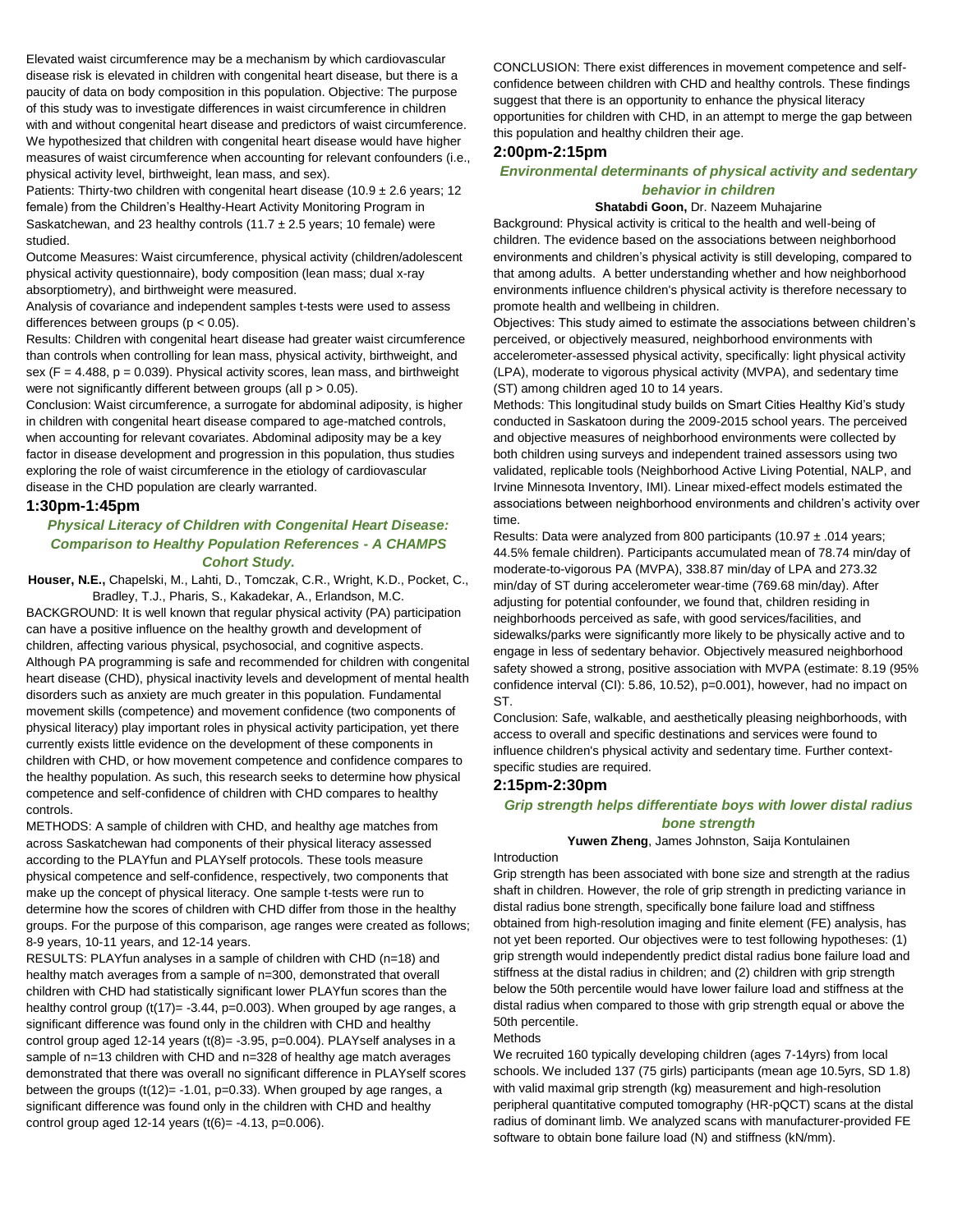Elevated waist circumference may be a mechanism by which cardiovascular disease risk is elevated in children with congenital heart disease, but there is a paucity of data on body composition in this population. Objective: The purpose of this study was to investigate differences in waist circumference in children with and without congenital heart disease and predictors of waist circumference. We hypothesized that children with congenital heart disease would have higher measures of waist circumference when accounting for relevant confounders (i.e., physical activity level, birthweight, lean mass, and sex).

Patients: Thirty-two children with congenital heart disease (10.9 ± 2.6 years; 12 female) from the Children's Healthy-Heart Activity Monitoring Program in Saskatchewan, and 23 healthy controls (11.7 ± 2.5 years; 10 female) were studied.

Outcome Measures: Waist circumference, physical activity (children/adolescent physical activity questionnaire), body composition (lean mass; dual x-ray absorptiometry), and birthweight were measured.

Analysis of covariance and independent samples t-tests were used to assess differences between groups ($p < 0.05$).

Results: Children with congenital heart disease had greater waist circumference than controls when controlling for lean mass, physical activity, birthweight, and sex ($F = 4.488$, $p = 0.039$). Physical activity scores, lean mass, and birthweight were not significantly different between groups (all $p > 0.05$).

Conclusion: Waist circumference, a surrogate for abdominal adiposity, is higher in children with congenital heart disease compared to age-matched controls, when accounting for relevant covariates. Abdominal adiposity may be a key factor in disease development and progression in this population, thus studies exploring the role of waist circumference in the etiology of cardiovascular disease in the CHD population are clearly warranted.

### 1:30pm-1:45pm

#### *Physical Literacy of Children with Congenital Heart Disease: Comparison to Healthy Population References - A CHAMPS Cohort Study.*

**Houser, N.E.,** Chapelski, M., Lahti, D., Tomczak, C.R., Wright, K.D., Pocket, C., Bradley, T.J., Pharis, S., Kakadekar, A., Erlandson, M.C.

BACKGROUND: It is well known that regular physical activity (PA) participation can have a positive influence on the healthy growth and development of children, affecting various physical, psychosocial, and cognitive aspects. Although PA programming is safe and recommended for children with congenital heart disease (CHD), physical inactivity levels and development of mental health disorders such as anxiety are much greater in this population. Fundamental movement skills (competence) and movement confidence (two components of physical literacy) play important roles in physical activity participation, yet there currently exists little evidence on the development of these components in children with CHD, or how movement competence and confidence compares to the healthy population. As such, this research seeks to determine how physical competence and self-confidence of children with CHD compares to healthy controls.

METHODS: A sample of children with CHD, and healthy age matches from across Saskatchewan had components of their physical literacy assessed according to the PLAYfun and PLAYself protocols. These tools measure physical competence and self-confidence, respectively, two components that make up the concept of physical literacy. One sample t-tests were run to determine how the scores of children with CHD differ from those in the healthy groups. For the purpose of this comparison, age ranges were created as follows; 8-9 years, 10-11 years, and 12-14 years.

RESULTS: PLAYfun analyses in a sample of children with CHD (n=18) and healthy match averages from a sample of n=300, demonstrated that overall children with CHD had statistically significant lower PLAYfun scores than the healthy control group ($t(17)= -3.44$, $p=0.003$). When grouped by age ranges, a significant difference was found only in the children with CHD and healthy control group aged 12-14 years ($t(8)= -3.95$, $p=0.004$). PLAYself analyses in a sample of n=13 children with CHD and n=328 of healthy age match averages demonstrated that there was overall no significant difference in PLAYself scores between the groups ($t(12)= -1.01$, $p=0.33$). When grouped by age ranges, a significant difference was found only in the children with CHD and healthy control group aged 12-14 years ($t(6)= -4.13$, $p=0.006$).

CONCLUSION: There exist differences in movement competence and self-confidence between children with CHD and healthy controls. These findings suggest that there is an opportunity to enhance the physical literacy opportunities for children with CHD, in an attempt to merge the gap between this population and healthy children their age.

### 2:00pm-2:15pm

#### *Environmental determinants of physical activity and sedentary behavior in children*

**Shatabdi Goon,** Dr. Nazeem Muhajarine

Background: Physical activity is critical to the health and well-being of children. The evidence based on the associations between neighborhood environments and children's physical activity is still developing, compared to that among adults. A better understanding whether and how neighborhood environments influence children's physical activity is therefore necessary to promote health and wellbeing in children.

Objectives: This study aimed to estimate the associations between children's perceived, or objectively measured, neighborhood environments with accelerometer-assessed physical activity, specifically: light physical activity (LPA), moderate to vigorous physical activity (MVPA), and sedentary time (ST) among children aged 10 to 14 years.

Methods: This longitudinal study builds on Smart Cities Healthy Kid's study conducted in Saskatoon during the 2009-2015 school years. The perceived and objective measures of neighborhood environments were collected by both children using surveys and independent trained assessors using two validated, replicable tools (Neighborhood Active Living Potential, NALP, and Irvine Minnesota Inventory, IMI). Linear mixed-effect models estimated the associations between neighborhood environments and children's activity over time.

Results: Data were analyzed from 800 participants (10.97 ± .014 years; 44.5% female children). Participants accumulated mean of 78.74 min/day of moderate-to-vigorous PA (MVPA), 338.87 min/day of LPA and 273.32 min/day of ST during accelerometer wear-time (769.68 min/day). After adjusting for potential confounder, we found that, children residing in neighborhoods perceived as safe, with good services/facilities, and sidewalks/parks were significantly more likely to be physically active and to engage in less of sedentary behavior. Objectively measured neighborhood safety showed a strong, positive association with MVPA (estimate: 8.19 (95% confidence interval (CI): 5.86, 10.52), $p=0.001$), however, had no impact on ST.

Conclusion: Safe, walkable, and aesthetically pleasing neighborhoods, with access to overall and specific destinations and services were found to influence children's physical activity and sedentary time. Further context-specific studies are required.

### 2:15pm-2:30pm

#### *Grip strength helps differentiate boys with lower distal radius bone strength*

**Yuwen Zheng**, James Johnston, Saija Kontulainen

Introduction

Grip strength has been associated with bone size and strength at the radius shaft in children. However, the role of grip strength in predicting variance in distal radius bone strength, specifically bone failure load and stiffness obtained from high-resolution imaging and finite element (FE) analysis, has not yet been reported. Our objectives were to test following hypotheses: (1) grip strength would independently predict distal radius bone failure load and stiffness at the distal radius in children; and (2) children with grip strength below the 50th percentile would have lower failure load and stiffness at the distal radius when compared to those with grip strength equal or above the 50th percentile.

Methods

We recruited 160 typically developing children (ages 7-14yrs) from local schools. We included 137 (75 girls) participants (mean age 10.5yrs, SD 1.8) with valid maximal grip strength (kg) measurement and high-resolution peripheral quantitative computed tomography (HR-pQCT) scans at the distal radius of dominant limb. We analyzed scans with manufacturer-provided FE software to obtain bone failure load (N) and stiffness (kN/mm).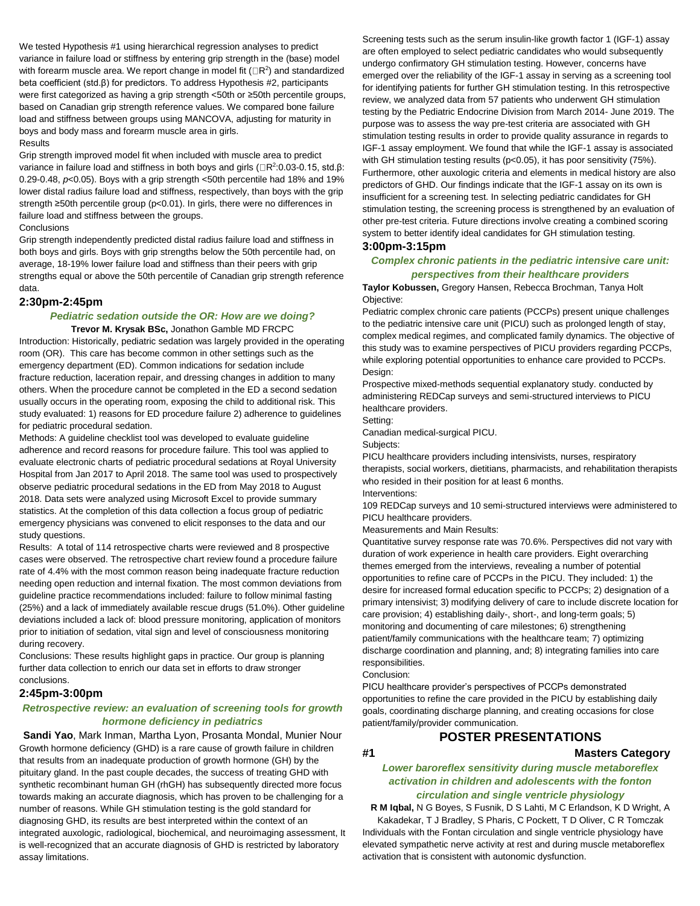We tested Hypothesis #1 using hierarchical regression analyses to predict variance in failure load or stiffness by entering grip strength in the (base) model with forearm muscle area. We report change in model fit (□$R^2$) and standardized beta coefficient (std.β) for predictors. To address Hypothesis #2, participants were first categorized as having a grip strength <50th or ≥50th percentile groups, based on Canadian grip strength reference values. We compared bone failure load and stiffness between groups using MANCOVA, adjusting for maturity in boys and body mass and forearm muscle area in girls.

Results

Grip strength improved model fit when included with muscle area to predict variance in failure load and stiffness in both boys and girls (□$R^2$:0.03-0.15, std.β: 0.29-0.48, $p$<0.05). Boys with a grip strength <50th percentile had 18% and 19% lower distal radius failure load and stiffness, respectively, than boys with the grip strength ≥50th percentile group (p<0.01). In girls, there were no differences in failure load and stiffness between the groups.

Conclusions

Grip strength independently predicted distal radius failure load and stiffness in both boys and girls. Boys with grip strengths below the 50th percentile had, on average, 18-19% lower failure load and stiffness than their peers with grip strengths equal or above the 50th percentile of Canadian grip strength reference data.

## 2:30pm-2:45pm

### *Pediatric sedation outside the OR: How are we doing?*

**Trevor M. Krysak BSc,** Jonathon Gamble MD FRCPC

Introduction: Historically, pediatric sedation was largely provided in the operating room (OR). This care has become common in other settings such as the emergency department (ED). Common indications for sedation include fracture reduction, laceration repair, and dressing changes in addition to many others. When the procedure cannot be completed in the ED a second sedation usually occurs in the operating room, exposing the child to additional risk. This study evaluated: 1) reasons for ED procedure failure 2) adherence to guidelines for pediatric procedural sedation.

Methods: A guideline checklist tool was developed to evaluate guideline adherence and record reasons for procedure failure. This tool was applied to evaluate electronic charts of pediatric procedural sedations at Royal University Hospital from Jan 2017 to April 2018. The same tool was used to prospectively observe pediatric procedural sedations in the ED from May 2018 to August 2018. Data sets were analyzed using Microsoft Excel to provide summary statistics. At the completion of this data collection a focus group of pediatric emergency physicians was convened to elicit responses to the data and our study questions.

Results: A total of 114 retrospective charts were reviewed and 8 prospective cases were observed. The retrospective chart review found a procedure failure rate of 4.4% with the most common reason being inadequate fracture reduction needing open reduction and internal fixation. The most common deviations from guideline practice recommendations included: failure to follow minimal fasting (25%) and a lack of immediately available rescue drugs (51.0%). Other guideline deviations included a lack of: blood pressure monitoring, application of monitors prior to initiation of sedation, vital sign and level of consciousness monitoring during recovery.

Conclusions: These results highlight gaps in practice. Our group is planning further data collection to enrich our data set in efforts to draw stronger conclusions.

## 2:45pm-3:00pm

### *Retrospective review: an evaluation of screening tools for growth hormone deficiency in pediatrics*

**Sandi Yao**, Mark Inman, Martha Lyon, Prosanta Mondal, Munier Nour

Growth hormone deficiency (GHD) is a rare cause of growth failure in children that results from an inadequate production of growth hormone (GH) by the pituitary gland. In the past couple decades, the success of treating GHD with synthetic recombinant human GH (rhGH) has subsequently directed more focus towards making an accurate diagnosis, which has proven to be challenging for a number of reasons. While GH stimulation testing is the gold standard for diagnosing GHD, its results are best interpreted within the context of an integrated auxologic, radiological, biochemical, and neuroimaging assessment, It is well-recognized that an accurate diagnosis of GHD is restricted by laboratory assay limitations.

Screening tests such as the serum insulin-like growth factor 1 (IGF-1) assay are often employed to select pediatric candidates who would subsequently undergo confirmatory GH stimulation testing. However, concerns have emerged over the reliability of the IGF-1 assay in serving as a screening tool for identifying patients for further GH stimulation testing. In this retrospective review, we analyzed data from 57 patients who underwent GH stimulation testing by the Pediatric Endocrine Division from March 2014- June 2019. The purpose was to assess the way pre-test criteria are associated with GH stimulation testing results in order to provide quality assurance in regards to IGF-1 assay employment. We found that while the IGF-1 assay is associated with GH stimulation testing results (p<0.05), it has poor sensitivity (75%). Furthermore, other auxologic criteria and elements in medical history are also predictors of GHD. Our findings indicate that the IGF-1 assay on its own is insufficient for a screening test. In selecting pediatric candidates for GH stimulation testing, the screening process is strengthened by an evaluation of other pre-test criteria. Future directions involve creating a combined scoring system to better identify ideal candidates for GH stimulation testing.

## 3:00pm-3:15pm

### *Complex chronic patients in the pediatric intensive care unit: perspectives from their healthcare providers*

**Taylor Kobussen,** Gregory Hansen, Rebecca Brochman, Tanya Holt

Objective:

Pediatric complex chronic care patients (PCCPs) present unique challenges to the pediatric intensive care unit (PICU) such as prolonged length of stay, complex medical regimes, and complicated family dynamics. The objective of this study was to examine perspectives of PICU providers regarding PCCPs, while exploring potential opportunities to enhance care provided to PCCPs.

Design:

Prospective mixed-methods sequential explanatory study. conducted by administering REDCap surveys and semi-structured interviews to PICU healthcare providers.

Setting:

Canadian medical-surgical PICU.

Subjects:

PICU healthcare providers including intensivists, nurses, respiratory therapists, social workers, dietitians, pharmacists, and rehabilitation therapists who resided in their position for at least 6 months.

Interventions:

109 REDCap surveys and 10 semi-structured interviews were administered to PICU healthcare providers.

Measurements and Main Results:

Quantitative survey response rate was 70.6%. Perspectives did not vary with duration of work experience in health care providers. Eight overarching themes emerged from the interviews, revealing a number of potential opportunities to refine care of PCCPs in the PICU. They included: 1) the desire for increased formal education specific to PCCPs; 2) designation of a primary intensivist; 3) modifying delivery of care to include discrete location for care provision; 4) establishing daily-, short-, and long-term goals; 5) monitoring and documenting of care milestones; 6) strengthening patient/family communications with the healthcare team; 7) optimizing discharge coordination and planning, and; 8) integrating families into care responsibilities.

Conclusion:

PICU healthcare provider's perspectives of PCCPs demonstrated opportunities to refine the care provided in the PICU by establishing daily goals, coordinating discharge planning, and creating occasions for close patient/family/provider communication.

# POSTER PRESENTATIONS

**#1 Masters Category**

### *Lower baroreflex sensitivity during muscle metaboreflex activation in children and adolescents with the fonton circulation and single ventricle physiology*

**R M Iqbal,** N G Boyes, S Fusnik, D S Lahti, M C Erlandson, K D Wright, A Kakadekar, T J Bradley, S Pharis, C Pockett, T D Oliver, C R Tomczak

Individuals with the Fontan circulation and single ventricle physiology have elevated sympathetic nerve activity at rest and during muscle metaboreflex activation that is consistent with autonomic dysfunction.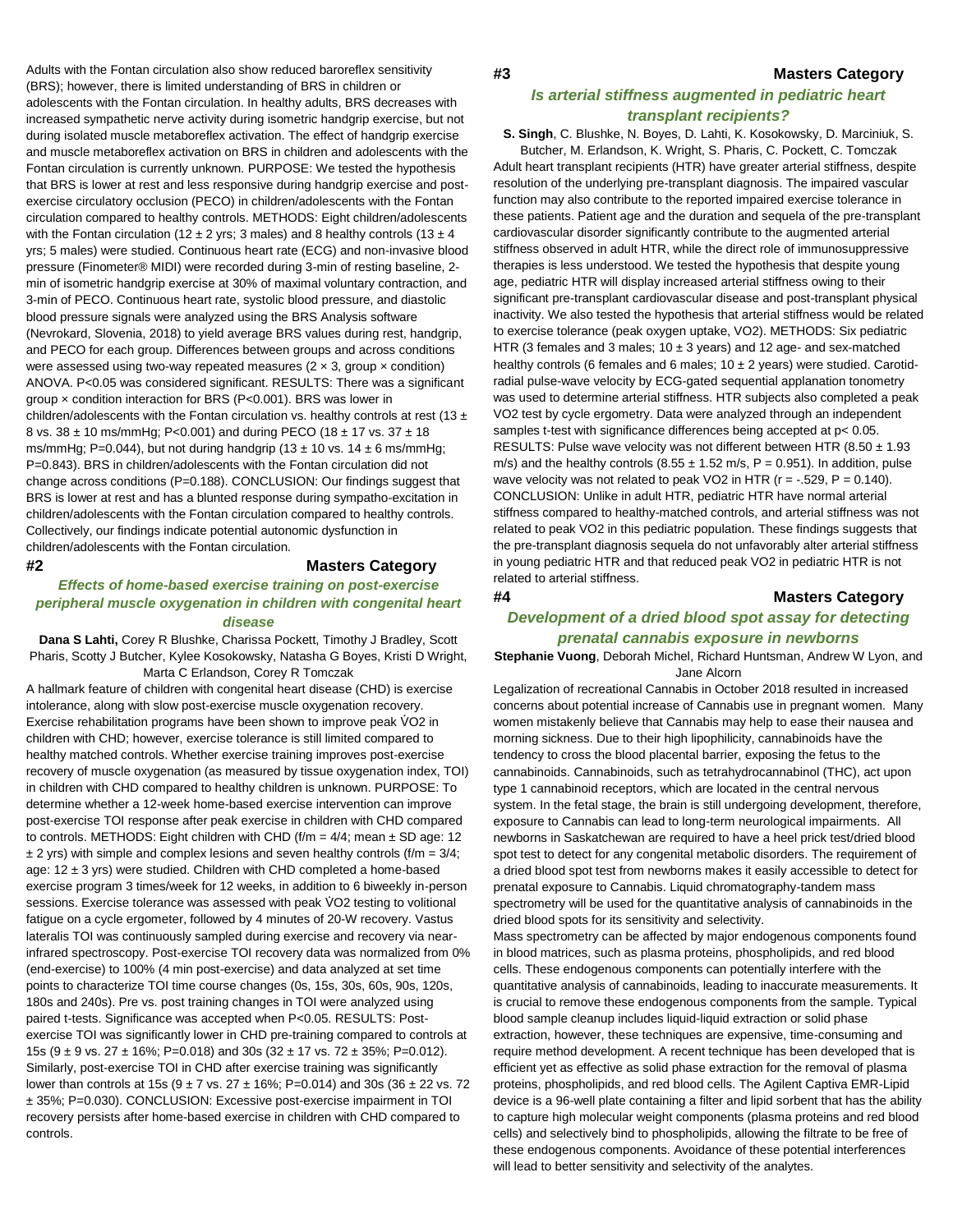Adults with the Fontan circulation also show reduced baroreflex sensitivity (BRS); however, there is limited understanding of BRS in children or adolescents with the Fontan circulation. In healthy adults, BRS decreases with increased sympathetic nerve activity during isometric handgrip exercise, but not during isolated muscle metaboreflex activation. The effect of handgrip exercise and muscle metaboreflex activation on BRS in children and adolescents with the Fontan circulation is currently unknown. PURPOSE: We tested the hypothesis that BRS is lower at rest and less responsive during handgrip exercise and post-exercise circulatory occlusion (PECO) in children/adolescents with the Fontan circulation compared to healthy controls. METHODS: Eight children/adolescents with the Fontan circulation (12 ± 2 yrs; 3 males) and 8 healthy controls (13 ± 4 yrs; 5 males) were studied. Continuous heart rate (ECG) and non-invasive blood pressure (Finometer® MIDI) were recorded during 3-min of resting baseline, 2-min of isometric handgrip exercise at 30% of maximal voluntary contraction, and 3-min of PECO. Continuous heart rate, systolic blood pressure, and diastolic blood pressure signals were analyzed using the BRS Analysis software (Nevrokard, Slovenia, 2018) to yield average BRS values during rest, handgrip, and PECO for each group. Differences between groups and across conditions were assessed using two-way repeated measures (2 × 3, group × condition) ANOVA. $P<0.05$ was considered significant. RESULTS: There was a significant group × condition interaction for BRS ($P<0.001$). BRS was lower in children/adolescents with the Fontan circulation vs. healthy controls at rest (13 ± 8 vs. 38 ± 10 ms/mmHg; $P<0.001$) and during PECO (18 ± 17 vs. 37 ± 18 ms/mmHg; $P=0.044$), but not during handgrip (13 ± 10 vs. 14 ± 6 ms/mmHg; $P=0.843$). BRS in children/adolescents with the Fontan circulation did not change across conditions ($P=0.188$). CONCLUSION: Our findings suggest that BRS is lower at rest and has a blunted response during sympatho-excitation in children/adolescents with the Fontan circulation compared to healthy controls. Collectively, our findings indicate potential autonomic dysfunction in children/adolescents with the Fontan circulation.

## #2 Masters Category

### *Effects of home-based exercise training on post-exercise peripheral muscle oxygenation in children with congenital heart disease*

**Dana S Lahti,** Corey R Blushke, Charissa Pockett, Timothy J Bradley, Scott Pharis, Scotty J Butcher, Kylee Kosokowsky, Natasha G Boyes, Kristi D Wright, Marta C Erlandson, Corey R Tomczak

A hallmark feature of children with congenital heart disease (CHD) is exercise intolerance, along with slow post-exercise muscle oxygenation recovery. Exercise rehabilitation programs have been shown to improve peak V̇O2 in children with CHD; however, exercise tolerance is still limited compared to healthy matched controls. Whether exercise training improves post-exercise recovery of muscle oxygenation (as measured by tissue oxygenation index, TOI) in children with CHD compared to healthy children is unknown. PURPOSE: To determine whether a 12-week home-based exercise intervention can improve post-exercise TOI response after peak exercise in children with CHD compared to controls. METHODS: Eight children with CHD (f/m = 4/4; mean ± SD age: 12 ± 2 yrs) with simple and complex lesions and seven healthy controls (f/m = 3/4; age: 12 ± 3 yrs) were studied. Children with CHD completed a home-based exercise program 3 times/week for 12 weeks, in addition to 6 biweekly in-person sessions. Exercise tolerance was assessed with peak V̇O2 testing to volitional fatigue on a cycle ergometer, followed by 4 minutes of 20-W recovery. Vastus lateralis TOI was continuously sampled during exercise and recovery via near-infrared spectroscopy. Post-exercise TOI recovery data was normalized from 0% (end-exercise) to 100% (4 min post-exercise) and data analyzed at set time points to characterize TOI time course changes (0s, 15s, 30s, 60s, 90s, 120s, 180s and 240s). Pre vs. post training changes in TOI were analyzed using paired t-tests. Significance was accepted when $P<0.05$. RESULTS: Post-exercise TOI was significantly lower in CHD pre-training compared to controls at 15s (9 ± 9 vs. 27 ± 16%; $P=0.018$) and 30s (32 ± 17 vs. 72 ± 35%; $P=0.012$). Similarly, post-exercise TOI in CHD after exercise training was significantly lower than controls at 15s (9 ± 7 vs. 27 ± 16%; $P=0.014$) and 30s (36 ± 22 vs. 72 ± 35%; $P=0.030$). CONCLUSION: Excessive post-exercise impairment in TOI recovery persists after home-based exercise in children with CHD compared to controls.

## #3 Masters Category

### *Is arterial stiffness augmented in pediatric heart transplant recipients?*

**S. Singh**, C. Blushke, N. Boyes, D. Lahti, K. Kosokowsky, D. Marciniuk, S. Butcher, M. Erlandson, K. Wright, S. Pharis, C. Pockett, C. Tomczak

Adult heart transplant recipients (HTR) have greater arterial stiffness, despite resolution of the underlying pre-transplant diagnosis. The impaired vascular function may also contribute to the reported impaired exercise tolerance in these patients. Patient age and the duration and sequela of the pre-transplant cardiovascular disorder significantly contribute to the augmented arterial stiffness observed in adult HTR, while the direct role of immunosuppressive therapies is less understood. We tested the hypothesis that despite young age, pediatric HTR will display increased arterial stiffness owing to their significant pre-transplant cardiovascular disease and post-transplant physical inactivity. We also tested the hypothesis that arterial stiffness would be related to exercise tolerance (peak oxygen uptake, VO2). METHODS: Six pediatric HTR (3 females and 3 males; 10 ± 3 years) and 12 age- and sex-matched healthy controls (6 females and 6 males; 10 ± 2 years) were studied. Carotid-radial pulse-wave velocity by ECG-gated sequential applanation tonometry was used to determine arterial stiffness. HTR subjects also completed a peak VO2 test by cycle ergometry. Data were analyzed through an independent samples t-test with significance differences being accepted at $p< 0.05$. RESULTS: Pulse wave velocity was not different between HTR (8.50 ± 1.93 m/s) and the healthy controls (8.55 ± 1.52 m/s, $P = 0.951$). In addition, pulse wave velocity was not related to peak VO2 in HTR ($r = -.529$, $P = 0.140$). CONCLUSION: Unlike in adult HTR, pediatric HTR have normal arterial stiffness compared to healthy-matched controls, and arterial stiffness was not related to peak VO2 in this pediatric population. These findings suggests that the pre-transplant diagnosis sequela do not unfavorably alter arterial stiffness in young pediatric HTR and that reduced peak VO2 in pediatric HTR is not related to arterial stiffness.

## #4 Masters Category

### *Development of a dried blood spot assay for detecting prenatal cannabis exposure in newborns*

**Stephanie Vuong**, Deborah Michel, Richard Huntsman, Andrew W Lyon, and Jane Alcorn

Legalization of recreational Cannabis in October 2018 resulted in increased concerns about potential increase of Cannabis use in pregnant women. Many women mistakenly believe that Cannabis may help to ease their nausea and morning sickness. Due to their high lipophilicity, cannabinoids have the tendency to cross the blood placental barrier, exposing the fetus to the cannabinoids. Cannabinoids, such as tetrahydrocannabinol (THC), act upon type 1 cannabinoid receptors, which are located in the central nervous system. In the fetal stage, the brain is still undergoing development, therefore, exposure to Cannabis can lead to long-term neurological impairments. All newborns in Saskatchewan are required to have a heel prick test/dried blood spot test to detect for any congenital metabolic disorders. The requirement of a dried blood spot test from newborns makes it easily accessible to detect for prenatal exposure to Cannabis. Liquid chromatography-tandem mass spectrometry will be used for the quantitative analysis of cannabinoids in the dried blood spots for its sensitivity and selectivity.

Mass spectrometry can be affected by major endogenous components found in blood matrices, such as plasma proteins, phospholipids, and red blood cells. These endogenous components can potentially interfere with the quantitative analysis of cannabinoids, leading to inaccurate measurements. It is crucial to remove these endogenous components from the sample. Typical blood sample cleanup includes liquid-liquid extraction or solid phase extraction, however, these techniques are expensive, time-consuming and require method development. A recent technique has been developed that is efficient yet as effective as solid phase extraction for the removal of plasma proteins, phospholipids, and red blood cells. The Agilent Captiva EMR-Lipid device is a 96-well plate containing a filter and lipid sorbent that has the ability to capture high molecular weight components (plasma proteins and red blood cells) and selectively bind to phospholipids, allowing the filtrate to be free of these endogenous components. Avoidance of these potential interferences will lead to better sensitivity and selectivity of the analytes.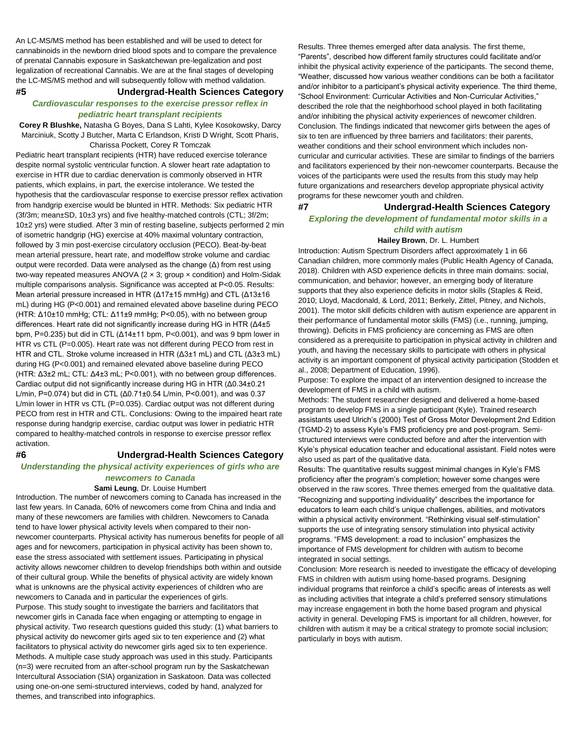An LC-MS/MS method has been established and will be used to detect for cannabinoids in the newborn dried blood spots and to compare the prevalence of prenatal Cannabis exposure in Saskatchewan pre-legalization and post legalization of recreational Cannabis. We are at the final stages of developing the LC-MS/MS method and will subsequently follow with method validation.

## #5 Undergrad-Health Sciences Category

### *Cardiovascular responses to the exercise pressor reflex in pediatric heart transplant recipients*

**Corey R Blushke,** Natasha G Boyes, Dana S Lahti, Kylee Kosokowsky, Darcy Marciniuk, Scotty J Butcher, Marta C Erlandson, Kristi D Wright, Scott Pharis, Charissa Pockett, Corey R Tomczak

Pediatric heart transplant recipients (HTR) have reduced exercise tolerance despite normal systolic ventricular function. A slower heart rate adaptation to exercise in HTR due to cardiac denervation is commonly observed in HTR patients, which explains, in part, the exercise intolerance. We tested the hypothesis that the cardiovascular response to exercise pressor reflex activation from handgrip exercise would be blunted in HTR. Methods: Six pediatric HTR (3f/3m; mean±SD, 10±3 yrs) and five healthy-matched controls (CTL; 3f/2m; 10±2 yrs) were studied. After 3 min of resting baseline, subjects performed 2 min of isometric handgrip (HG) exercise at 40% maximal voluntary contraction, followed by 3 min post-exercise circulatory occlusion (PECO). Beat-by-beat mean arterial pressure, heart rate, and modelflow stroke volume and cardiac output were recorded. Data were analysed as the change (Δ) from rest using two-way repeated measures ANOVA (2 × 3; group × condition) and Holm-Sidak multiple comparisons analysis. Significance was accepted at $P<0.05$. Results: Mean arterial pressure increased in HTR (Δ17±15 mmHg) and CTL (Δ13±16 mL) during HG ($P<0.001$) and remained elevated above baseline during PECO (HTR: Δ10±10 mmHg; CTL: Δ11±9 mmHg; $P<0.05$), with no between group differences. Heart rate did not significantly increase during HG in HTR (Δ4±5 bpm, $P=0.235$) but did in CTL (Δ14±11 bpm, $P<0.001$), and was 9 bpm lower in HTR vs CTL ($P=0.005$). Heart rate was not different during PECO from rest in HTR and CTL. Stroke volume increased in HTR (Δ3±1 mL) and CTL (Δ3±3 mL) during HG ($P<0.001$) and remained elevated above baseline during PECO (HTR: Δ3±2 mL; CTL: Δ4±3 mL; $P<0.001$), with no between group differences. Cardiac output did not significantly increase during HG in HTR (Δ0.34±0.21 L/min, $P=0.074$) but did in CTL (Δ0.71±0.54 L/min, $P<0.001$), and was 0.37 L/min lower in HTR vs CTL ($P=0.035$). Cardiac output was not different during PECO from rest in HTR and CTL. Conclusions: Owing to the impaired heart rate response during handgrip exercise, cardiac output was lower in pediatric HTR compared to healthy-matched controls in response to exercise pressor reflex activation.

## #6 Undergrad-Health Sciences Category

### *Understanding the physical activity experiences of girls who are newcomers to Canada*

**Sami Leung**, Dr. Louise Humbert

Introduction. The number of newcomers coming to Canada has increased in the last few years. In Canada, 60% of newcomers come from China and India and many of these newcomers are families with children. Newcomers to Canada tend to have lower physical activity levels when compared to their non-newcomer counterparts. Physical activity has numerous benefits for people of all ages and for newcomers, participation in physical activity has been shown to, ease the stress associated with settlement issues. Participating in physical activity allows newcomer children to develop friendships both within and outside of their cultural group. While the benefits of physical activity are widely known what is unknowns are the physical activity experiences of children who are newcomers to Canada and in particular the experiences of girls.

Purpose. This study sought to investigate the barriers and facilitators that newcomer girls in Canada face when engaging or attempting to engage in physical activity. Two research questions guided this study: (1) what barriers to physical activity do newcomer girls aged six to ten experience and (2) what facilitators to physical activity do newcomer girls aged six to ten experience.

Methods. A multiple case study approach was used in this study. Participants (n=3) were recruited from an after-school program run by the Saskatchewan Intercultural Association (SIA) organization in Saskatoon. Data was collected using one-on-one semi-structured interviews, coded by hand, analyzed for themes, and transcribed into infographics.

Results. Three themes emerged after data analysis. The first theme, "Parents", described how different family structures could facilitate and/or inhibit the physical activity experience of the participants. The second theme, "Weather, discussed how various weather conditions can be both a facilitator and/or inhibitor to a participant's physical activity experience. The third theme, "School Environment: Curricular Activities and Non-Curricular Activities," described the role that the neighborhood school played in both facilitating and/or inhibiting the physical activity experiences of newcomer children.

Conclusion. The findings indicated that newcomer girls between the ages of six to ten are influenced by three barriers and facilitators: their parents, weather conditions and their school environment which includes non-curricular and curricular activities. These are similar to findings of the barriers and facilitators experienced by their non-newcomer counterparts. Because the voices of the participants were used the results from this study may help future organizations and researchers develop appropriate physical activity programs for these newcomer youth and children.

## #7 Undergrad-Health Sciences Category

### *Exploring the development of fundamental motor skills in a child with autism*

**Hailey Brown**, Dr. L. Humbert

Introduction: Autism Spectrum Disorders affect approximately 1 in 66 Canadian children, more commonly males (Public Health Agency of Canada, 2018). Children with ASD experience deficits in three main domains: social, communication, and behavior; however, an emerging body of literature supports that they also experience deficits in motor skills (Staples & Reid, 2010; Lloyd, Macdonald, & Lord, 2011; Berkely, Zittel, Pitney, and Nichols, 2001). The motor skill deficits children with autism experience are apparent in their performance of fundamental motor skills (FMS) (i.e., running, jumping, throwing). Deficits in FMS proficiency are concerning as FMS are often considered as a prerequisite to participation in physical activity in children and youth, and having the necessary skills to participate with others in physical activity is an important component of physical activity participation (Stodden et al., 2008; Department of Education, 1996).

Purpose: To explore the impact of an intervention designed to increase the development of FMS in a child with autism.

Methods: The student researcher designed and delivered a home-based program to develop FMS in a single participant (Kyle). Trained research assistants used Ulrich's (2000) Test of Gross Motor Development 2nd Edition (TGMD-2) to assess Kyle's FMS proficiency pre and post-program. Semi-structured interviews were conducted before and after the intervention with Kyle's physical education teacher and educational assistant. Field notes were also used as part of the qualitative data.

Results: The quantitative results suggest minimal changes in Kyle's FMS proficiency after the program's completion; however some changes were observed in the raw scores. Three themes emerged from the qualitative data. "Recognizing and supporting individuality" describes the importance for educators to learn each child's unique challenges, abilities, and motivators within a physical activity environment. "Rethinking visual self-stimulation" supports the use of integrating sensory stimulation into physical activity programs. "FMS development: a road to inclusion" emphasizes the importance of FMS development for children with autism to become integrated in social settings.

Conclusion: More research is needed to investigate the efficacy of developing FMS in children with autism using home-based programs. Designing individual programs that reinforce a child's specific areas of interests as well as including activities that integrate a child's preferred sensory stimulations may increase engagement in both the home based program and physical activity in general. Developing FMS is important for all children, however, for children with autism it may be a critical strategy to promote social inclusion; particularly in boys with autism.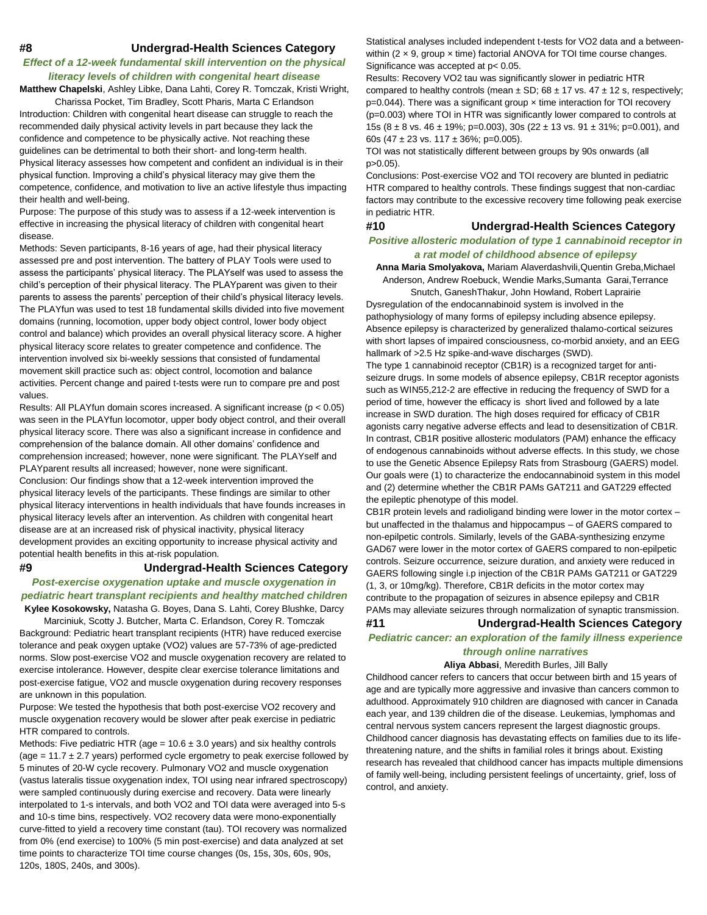## #8 Undergrad-Health Sciences Category

### *Effect of a 12-week fundamental skill intervention on the physical literacy levels of children with congenital heart disease*

**Matthew Chapelski**, Ashley Libke, Dana Lahti, Corey R. Tomczak, Kristi Wright, Charissa Pocket, Tim Bradley, Scott Pharis, Marta C Erlandson

Introduction: Children with congenital heart disease can struggle to reach the recommended daily physical activity levels in part because they lack the confidence and competence to be physically active. Not reaching these guidelines can be detrimental to both their short- and long-term health. Physical literacy assesses how competent and confident an individual is in their physical function. Improving a child's physical literacy may give them the competence, confidence, and motivation to live an active lifestyle thus impacting their health and well-being.

Purpose: The purpose of this study was to assess if a 12-week intervention is effective in increasing the physical literacy of children with congenital heart disease.

Methods: Seven participants, 8-16 years of age, had their physical literacy assessed pre and post intervention. The battery of PLAY Tools were used to assess the participants' physical literacy. The PLAYself was used to assess the child's perception of their physical literacy. The PLAYparent was given to their parents to assess the parents' perception of their child's physical literacy levels. The PLAYfun was used to test 18 fundamental skills divided into five movement domains (running, locomotion, upper body object control, lower body object control and balance) which provides an overall physical literacy score. A higher physical literacy score relates to greater competence and confidence. The intervention involved six bi-weekly sessions that consisted of fundamental movement skill practice such as: object control, locomotion and balance activities. Percent change and paired t-tests were run to compare pre and post values.

Results: All PLAYfun domain scores increased. A significant increase ($p < 0.05$) was seen in the PLAYfun locomotor, upper body object control, and their overall physical literacy score. There was also a significant increase in confidence and comprehension of the balance domain. All other domains' confidence and comprehension increased; however, none were significant. The PLAYself and PLAYparent results all increased; however, none were significant.

Conclusion: Our findings show that a 12-week intervention improved the physical literacy levels of the participants. These findings are similar to other physical literacy interventions in health individuals that have founds increases in physical literacy levels after an intervention. As children with congenital heart disease are at an increased risk of physical inactivity, physical literacy development provides an exciting opportunity to increase physical activity and potential health benefits in this at-risk population.

## #9 Undergrad-Health Sciences Category

### *Post-exercise oxygenation uptake and muscle oxygenation in pediatric heart transplant recipients and healthy matched children*

**Kylee Kosokowsky,** Natasha G. Boyes, Dana S. Lahti, Corey Blushke, Darcy Marciniuk, Scotty J. Butcher, Marta C. Erlandson, Corey R. Tomczak

Background: Pediatric heart transplant recipients (HTR) have reduced exercise tolerance and peak oxygen uptake (VO2) values are 57-73% of age-predicted norms. Slow post-exercise VO2 and muscle oxygenation recovery are related to exercise intolerance. However, despite clear exercise tolerance limitations and post-exercise fatigue, VO2 and muscle oxygenation during recovery responses are unknown in this population.

Purpose: We tested the hypothesis that both post-exercise VO2 recovery and muscle oxygenation recovery would be slower after peak exercise in pediatric HTR compared to controls.

Methods: Five pediatric HTR (age = $10.6 \pm 3.0$ years) and six healthy controls (age = $11.7 \pm 2.7$ years) performed cycle ergometry to peak exercise followed by 5 minutes of 20-W cycle recovery. Pulmonary VO2 and muscle oxygenation (vastus lateralis tissue oxygenation index, TOI using near infrared spectroscopy) were sampled continuously during exercise and recovery. Data were linearly interpolated to 1-s intervals, and both VO2 and TOI data were averaged into 5-s and 10-s time bins, respectively. VO2 recovery data were mono-exponentially curve-fitted to yield a recovery time constant (tau). TOI recovery was normalized from 0% (end exercise) to 100% (5 min post-exercise) and data analyzed at set time points to characterize TOI time course changes (0s, 15s, 30s, 60s, 90s, 120s, 180S, 240s, and 300s).

Statistical analyses included independent t-tests for VO2 data and a between-within ($2 \times 9$, group × time) factorial ANOVA for TOI time course changes. Significance was accepted at $p < 0.05$.

Results: Recovery VO2 tau was significantly slower in pediatric HTR compared to healthy controls (mean ± SD; $68 \pm 17$ vs. $47 \pm 12$ s, respectively; $p=0.044$). There was a significant group × time interaction for TOI recovery ($p=0.003$) where TOI in HTR was significantly lower compared to controls at 15s ($8 \pm 8$ vs. $46 \pm 19\%$; $p=0.003$), 30s ($22 \pm 13$ vs. $91 \pm 31\%$; $p=0.001$), and 60s ($47 \pm 23$ vs. $117 \pm 36\%$; $p=0.005$).

TOI was not statistically different between groups by 90s onwards (all $p>0.05$).

Conclusions: Post-exercise VO2 and TOI recovery are blunted in pediatric HTR compared to healthy controls. These findings suggest that non-cardiac factors may contribute to the excessive recovery time following peak exercise in pediatric HTR.

## #10 Undergrad-Health Sciences Category

### *Positive allosteric modulation of type 1 cannabinoid receptor in a rat model of childhood absence of epilepsy*

**Anna Maria Smolyakova,** Mariam Alaverdashvili,Quentin Greba,Michael Anderson, Andrew Roebuck, Wendie Marks,Sumanta Garai,Terrance Snutch, GaneshThakur, John Howland, Robert Laprairie

Dysregulation of the endocannabinoid system is involved in the pathophysiology of many forms of epilepsy including absence epilepsy. Absence epilepsy is characterized by generalized thalamo-cortical seizures with short lapses of impaired consciousness, co-morbid anxiety, and an EEG hallmark of >2.5 Hz spike-and-wave discharges (SWD).

The type 1 cannabinoid receptor (CB1R) is a recognized target for anti-seizure drugs. In some models of absence epilepsy, CB1R receptor agonists such as WIN55,212-2 are effective in reducing the frequency of SWD for a period of time, however the efficacy is short lived and followed by a late increase in SWD duration. The high doses required for efficacy of CB1R agonists carry negative adverse effects and lead to desensitization of CB1R. In contrast, CB1R positive allosteric modulators (PAM) enhance the efficacy of endogenous cannabinoids without adverse effects. In this study, we chose to use the Genetic Absence Epilepsy Rats from Strasbourg (GAERS) model. Our goals were (1) to characterize the endocannabinoid system in this model and (2) determine whether the CB1R PAMs GAT211 and GAT229 effected the epileptic phenotype of this model.

CB1R protein levels and radioligand binding were lower in the motor cortex – but unaffected in the thalamus and hippocampus – of GAERS compared to non-epilpetic controls. Similarly, levels of the GABA-synthesizing enzyme GAD67 were lower in the motor cortex of GAERS compared to non-epilpetic controls. Seizure occurrence, seizure duration, and anxiety were reduced in GAERS following single i.p injection of the CB1R PAMs GAT211 or GAT229 (1, 3, or 10mg/kg). Therefore, CB1R deficits in the motor cortex may contribute to the propagation of seizures in absence epilepsy and CB1R PAMs may alleviate seizures through normalization of synaptic transmission.

## #11 Undergrad-Health Sciences Category

### *Pediatric cancer: an exploration of the family illness experience through online narratives*

**Aliya Abbasi**, Meredith Burles, Jill Bally

Childhood cancer refers to cancers that occur between birth and 15 years of age and are typically more aggressive and invasive than cancers common to adulthood. Approximately 910 children are diagnosed with cancer in Canada each year, and 139 children die of the disease. Leukemias, lymphomas and central nervous system cancers represent the largest diagnostic groups. Childhood cancer diagnosis has devastating effects on families due to its life-threatening nature, and the shifts in familial roles it brings about. Existing research has revealed that childhood cancer has impacts multiple dimensions of family well-being, including persistent feelings of uncertainty, grief, loss of control, and anxiety.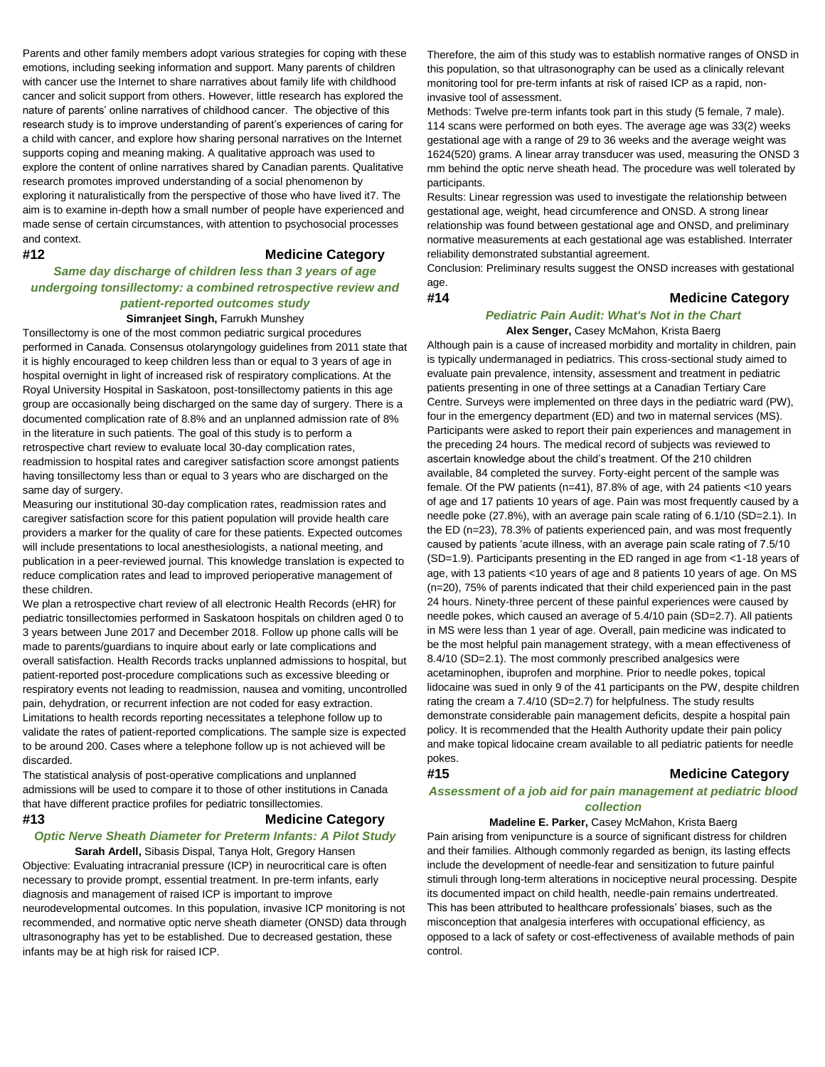Parents and other family members adopt various strategies for coping with these emotions, including seeking information and support. Many parents of children with cancer use the Internet to share narratives about family life with childhood cancer and solicit support from others. However, little research has explored the nature of parents' online narratives of childhood cancer. The objective of this research study is to improve understanding of parent's experiences of caring for a child with cancer, and explore how sharing personal narratives on the Internet supports coping and meaning making. A qualitative approach was used to explore the content of online narratives shared by Canadian parents. Qualitative research promotes improved understanding of a social phenomenon by exploring it naturalistically from the perspective of those who have lived it7. The aim is to examine in-depth how a small number of people have experienced and made sense of certain circumstances, with attention to psychosocial processes and context.

### #12 Medicine Category

***Same day discharge of children less than 3 years of age undergoing tonsillectomy: a combined retrospective review and patient-reported outcomes study***

**Simranjeet Singh,** Farrukh Munshey

Tonsillectomy is one of the most common pediatric surgical procedures performed in Canada. Consensus otolaryngology guidelines from 2011 state that it is highly encouraged to keep children less than or equal to 3 years of age in hospital overnight in light of increased risk of respiratory complications. At the Royal University Hospital in Saskatoon, post-tonsillectomy patients in this age group are occasionally being discharged on the same day of surgery. There is a documented complication rate of 8.8% and an unplanned admission rate of 8% in the literature in such patients. The goal of this study is to perform a retrospective chart review to evaluate local 30-day complication rates, readmission to hospital rates and caregiver satisfaction score amongst patients having tonsillectomy less than or equal to 3 years who are discharged on the same day of surgery.

Measuring our institutional 30-day complication rates, readmission rates and caregiver satisfaction score for this patient population will provide health care providers a marker for the quality of care for these patients. Expected outcomes will include presentations to local anesthesiologists, a national meeting, and publication in a peer-reviewed journal. This knowledge translation is expected to reduce complication rates and lead to improved perioperative management of these children.

We plan a retrospective chart review of all electronic Health Records (eHR) for pediatric tonsillectomies performed in Saskatoon hospitals on children aged 0 to 3 years between June 2017 and December 2018. Follow up phone calls will be made to parents/guardians to inquire about early or late complications and overall satisfaction. Health Records tracks unplanned admissions to hospital, but patient-reported post-procedure complications such as excessive bleeding or respiratory events not leading to readmission, nausea and vomiting, uncontrolled pain, dehydration, or recurrent infection are not coded for easy extraction. Limitations to health records reporting necessitates a telephone follow up to validate the rates of patient-reported complications. The sample size is expected to be around 200. Cases where a telephone follow up is not achieved will be discarded.

The statistical analysis of post-operative complications and unplanned admissions will be used to compare it to those of other institutions in Canada that have different practice profiles for pediatric tonsillectomies.

### #13 Medicine Category

***Optic Nerve Sheath Diameter for Preterm Infants: A Pilot Study***

**Sarah Ardell,** Sibasis Dispal, Tanya Holt, Gregory Hansen

Objective: Evaluating intracranial pressure (ICP) in neurocritical care is often necessary to provide prompt, essential treatment. In pre-term infants, early diagnosis and management of raised ICP is important to improve neurodevelopmental outcomes. In this population, invasive ICP monitoring is not recommended, and normative optic nerve sheath diameter (ONSD) data through ultrasonography has yet to be established. Due to decreased gestation, these infants may be at high risk for raised ICP.

Therefore, the aim of this study was to establish normative ranges of ONSD in this population, so that ultrasonography can be used as a clinically relevant monitoring tool for pre-term infants at risk of raised ICP as a rapid, non-invasive tool of assessment.

Methods: Twelve pre-term infants took part in this study (5 female, 7 male). 114 scans were performed on both eyes. The average age was 33(2) weeks gestational age with a range of 29 to 36 weeks and the average weight was 1624(520) grams. A linear array transducer was used, measuring the ONSD 3 mm behind the optic nerve sheath head. The procedure was well tolerated by participants.

Results: Linear regression was used to investigate the relationship between gestational age, weight, head circumference and ONSD. A strong linear relationship was found between gestational age and ONSD, and preliminary normative measurements at each gestational age was established. Interrater reliability demonstrated substantial agreement.

Conclusion: Preliminary results suggest the ONSD increases with gestational age.

### #14 Medicine Category

***Pediatric Pain Audit: What's Not in the Chart***

**Alex Senger,** Casey McMahon, Krista Baerg

Although pain is a cause of increased morbidity and mortality in children, pain is typically undermanaged in pediatrics. This cross-sectional study aimed to evaluate pain prevalence, intensity, assessment and treatment in pediatric patients presenting in one of three settings at a Canadian Tertiary Care Centre. Surveys were implemented on three days in the pediatric ward (PW), four in the emergency department (ED) and two in maternal services (MS). Participants were asked to report their pain experiences and management in the preceding 24 hours. The medical record of subjects was reviewed to ascertain knowledge about the child's treatment. Of the 210 children available, 84 completed the survey. Forty-eight percent of the sample was female. Of the PW patients (n=41), 87.8% of age, with 24 patients <10 years of age and 17 patients 10 years of age. Pain was most frequently caused by a needle poke (27.8%), with an average pain scale rating of 6.1/10 (SD=2.1). In the ED (n=23), 78.3% of patients experienced pain, and was most frequently caused by patients 'acute illness, with an average pain scale rating of 7.5/10 (SD=1.9). Participants presenting in the ED ranged in age from <1-18 years of age, with 13 patients <10 years of age and 8 patients 10 years of age. On MS (n=20), 75% of parents indicated that their child experienced pain in the past 24 hours. Ninety-three percent of these painful experiences were caused by needle pokes, which caused an average of 5.4/10 pain (SD=2.7). All patients in MS were less than 1 year of age. Overall, pain medicine was indicated to be the most helpful pain management strategy, with a mean effectiveness of 8.4/10 (SD=2.1). The most commonly prescribed analgesics were acetaminophen, ibuprofen and morphine. Prior to needle pokes, topical lidocaine was sued in only 9 of the 41 participants on the PW, despite children rating the cream a 7.4/10 (SD=2.7) for helpfulness. The study results demonstrate considerable pain management deficits, despite a hospital pain policy. It is recommended that the Health Authority update their pain policy and make topical lidocaine cream available to all pediatric patients for needle pokes.

### #15 Medicine Category

***Assessment of a job aid for pain management at pediatric blood collection***

**Madeline E. Parker,** Casey McMahon, Krista Baerg

Pain arising from venipuncture is a source of significant distress for children and their families. Although commonly regarded as benign, its lasting effects include the development of needle-fear and sensitization to future painful stimuli through long-term alterations in nociceptive neural processing. Despite its documented impact on child health, needle-pain remains undertreated. This has been attributed to healthcare professionals' biases, such as the misconception that analgesia interferes with occupational efficiency, as opposed to a lack of safety or cost-effectiveness of available methods of pain control.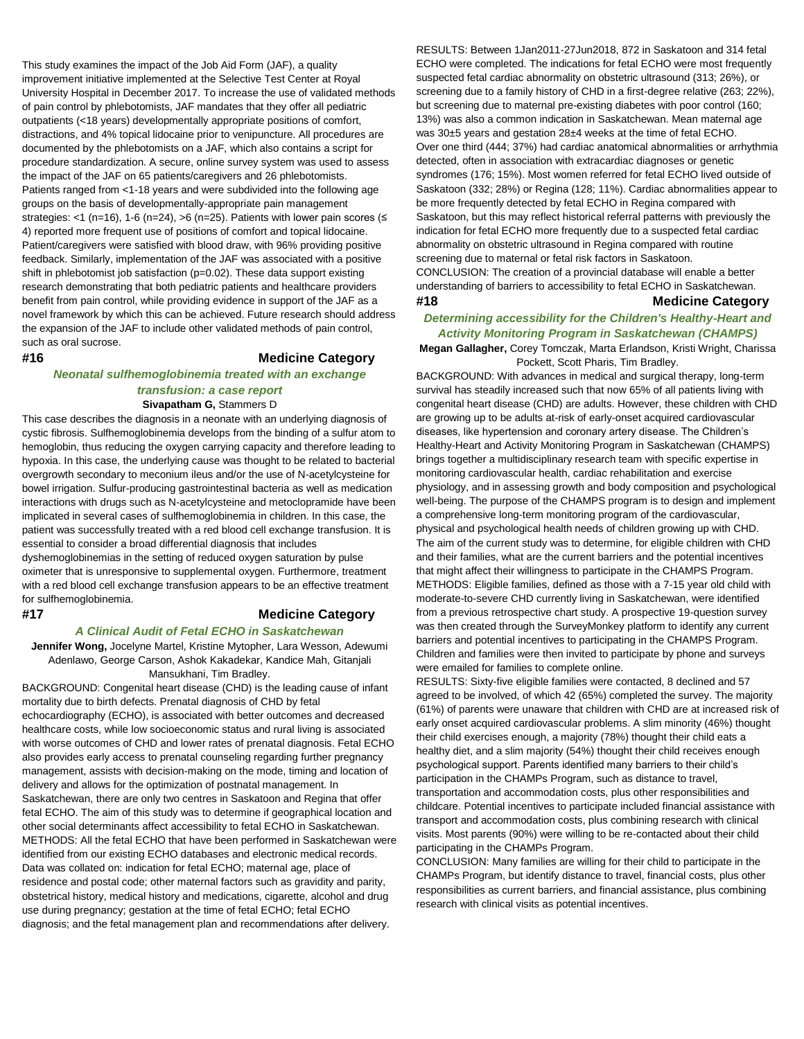This study examines the impact of the Job Aid Form (JAF), a quality improvement initiative implemented at the Selective Test Center at Royal University Hospital in December 2017. To increase the use of validated methods of pain control by phlebotomists, JAF mandates that they offer all pediatric outpatients (<18 years) developmentally appropriate positions of comfort, distractions, and 4% topical lidocaine prior to venipuncture. All procedures are documented by the phlebotomists on a JAF, which also contains a script for procedure standardization. A secure, online survey system was used to assess the impact of the JAF on 65 patients/caregivers and 26 phlebotomists. Patients ranged from <1-18 years and were subdivided into the following age groups on the basis of developmentally-appropriate pain management strategies: <1 (n=16), 1-6 (n=24), >6 (n=25). Patients with lower pain scores (≤ 4) reported more frequent use of positions of comfort and topical lidocaine. Patient/caregivers were satisfied with blood draw, with 96% providing positive feedback. Similarly, implementation of the JAF was associated with a positive shift in phlebotomist job satisfaction (p=0.02). These data support existing research demonstrating that both pediatric patients and healthcare providers benefit from pain control, while providing evidence in support of the JAF as a novel framework by which this can be achieved. Future research should address the expansion of the JAF to include other validated methods of pain control, such as oral sucrose.

## #16 Medicine Category

### *Neonatal sulfhemoglobinemia treated with an exchange transfusion: a case report*

**Sivapatham G,** Stammers D

This case describes the diagnosis in a neonate with an underlying diagnosis of cystic fibrosis. Sulfhemoglobinemia develops from the binding of a sulfur atom to hemoglobin, thus reducing the oxygen carrying capacity and therefore leading to hypoxia. In this case, the underlying cause was thought to be related to bacterial overgrowth secondary to meconium ileus and/or the use of N-acetylcysteine for bowel irrigation. Sulfur-producing gastrointestinal bacteria as well as medication interactions with drugs such as N-acetylcysteine and metoclopramide have been implicated in several cases of sulfhemoglobinemia in children. In this case, the patient was successfully treated with a red blood cell exchange transfusion. It is essential to consider a broad differential diagnosis that includes dyshemoglobinemias in the setting of reduced oxygen saturation by pulse oximeter that is unresponsive to supplemental oxygen. Furthermore, treatment with a red blood cell exchange transfusion appears to be an effective treatment for sulfhemoglobinemia.

## #17 Medicine Category

### *A Clinical Audit of Fetal ECHO in Saskatchewan*

**Jennifer Wong,** Jocelyne Martel, Kristine Mytopher, Lara Wesson, Adewumi Adenlawo, George Carson, Ashok Kakadekar, Kandice Mah, Gitanjali Mansukhani, Tim Bradley.

BACKGROUND: Congenital heart disease (CHD) is the leading cause of infant mortality due to birth defects. Prenatal diagnosis of CHD by fetal echocardiography (ECHO), is associated with better outcomes and decreased healthcare costs, while low socioeconomic status and rural living is associated with worse outcomes of CHD and lower rates of prenatal diagnosis. Fetal ECHO also provides early access to prenatal counseling regarding further pregnancy management, assists with decision-making on the mode, timing and location of delivery and allows for the optimization of postnatal management. In Saskatchewan, there are only two centres in Saskatoon and Regina that offer fetal ECHO. The aim of this study was to determine if geographical location and other social determinants affect accessibility to fetal ECHO in Saskatchewan.
METHODS: All the fetal ECHO that have been performed in Saskatchewan were identified from our existing ECHO databases and electronic medical records. Data was collated on: indication for fetal ECHO; maternal age, place of residence and postal code; other maternal factors such as gravidity and parity, obstetrical history, medical history and medications, cigarette, alcohol and drug use during pregnancy; gestation at the time of fetal ECHO; fetal ECHO diagnosis; and the fetal management plan and recommendations after delivery.
RESULTS: Between 1Jan2011-27Jun2018, 872 in Saskatoon and 314 fetal ECHO were completed. The indications for fetal ECHO were most frequently suspected fetal cardiac abnormality on obstetric ultrasound (313; 26%), or screening due to a family history of CHD in a first-degree relative (263; 22%), but screening due to maternal pre-existing diabetes with poor control (160; 13%) was also a common indication in Saskatchewan. Mean maternal age was 30±5 years and gestation 28±4 weeks at the time of fetal ECHO. Over one third (444; 37%) had cardiac anatomical abnormalities or arrhythmia detected, often in association with extracardiac diagnoses or genetic syndromes (176; 15%). Most women referred for fetal ECHO lived outside of Saskatoon (332; 28%) or Regina (128; 11%). Cardiac abnormalities appear to be more frequently detected by fetal ECHO in Regina compared with Saskatoon, but this may reflect historical referral patterns with previously the indication for fetal ECHO more frequently due to a suspected fetal cardiac abnormality on obstetric ultrasound in Regina compared with routine screening due to maternal or fetal risk factors in Saskatoon.
CONCLUSION: The creation of a provincial database will enable a better understanding of barriers to accessibility to fetal ECHO in Saskatchewan.

## #18 Medicine Category

### *Determining accessibility for the Children's Healthy-Heart and Activity Monitoring Program in Saskatchewan (CHAMPS)*

**Megan Gallagher,** Corey Tomczak, Marta Erlandson, Kristi Wright, Charissa Pockett, Scott Pharis, Tim Bradley.

BACKGROUND: With advances in medical and surgical therapy, long-term survival has steadily increased such that now 65% of all patients living with congenital heart disease (CHD) are adults. However, these children with CHD are growing up to be adults at-risk of early-onset acquired cardiovascular diseases, like hypertension and coronary artery disease. The Children's Healthy-Heart and Activity Monitoring Program in Saskatchewan (CHAMPS) brings together a multidisciplinary research team with specific expertise in monitoring cardiovascular health, cardiac rehabilitation and exercise physiology, and in assessing growth and body composition and psychological well-being. The purpose of the CHAMPS program is to design and implement a comprehensive long-term monitoring program of the cardiovascular, physical and psychological health needs of children growing up with CHD. The aim of the current study was to determine, for eligible children with CHD and their families, what are the current barriers and the potential incentives that might affect their willingness to participate in the CHAMPS Program.
METHODS: Eligible families, defined as those with a 7-15 year old child with moderate-to-severe CHD currently living in Saskatchewan, were identified from a previous retrospective chart study. A prospective 19-question survey was then created through the SurveyMonkey platform to identify any current barriers and potential incentives to participating in the CHAMPS Program. Children and families were then invited to participate by phone and surveys were emailed for families to complete online.
RESULTS: Sixty-five eligible families were contacted, 8 declined and 57 agreed to be involved, of which 42 (65%) completed the survey. The majority (61%) of parents were unaware that children with CHD are at increased risk of early onset acquired cardiovascular problems. A slim minority (46%) thought their child exercises enough, a majority (78%) thought their child eats a healthy diet, and a slim majority (54%) thought their child receives enough psychological support. Parents identified many barriers to their child's participation in the CHAMPs Program, such as distance to travel, transportation and accommodation costs, plus other responsibilities and childcare. Potential incentives to participate included financial assistance with transport and accommodation costs, plus combining research with clinical visits. Most parents (90%) were willing to be re-contacted about their child participating in the CHAMPs Program.
CONCLUSION: Many families are willing for their child to participate in the CHAMPs Program, but identify distance to travel, financial costs, plus other responsibilities as current barriers, and financial assistance, plus combining research with clinical visits as potential incentives.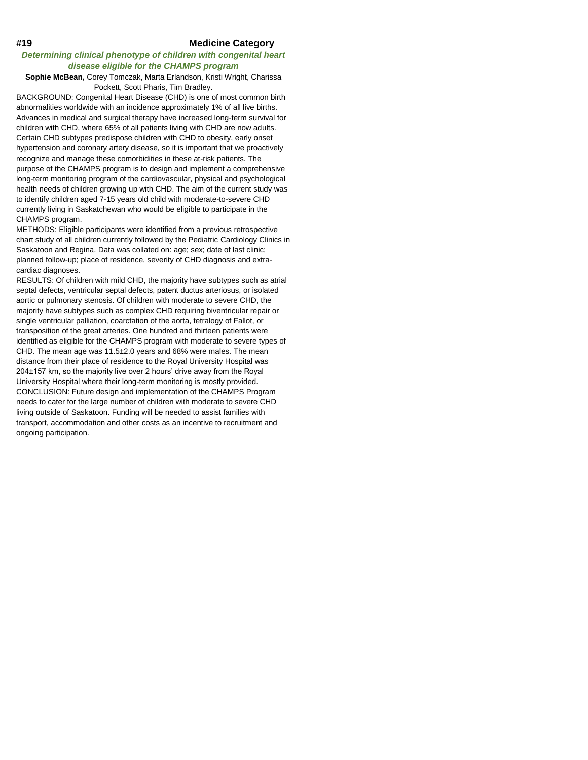**#19 Medicine Category**

***Determining clinical phenotype of children with congenital heart disease eligible for the CHAMPS program***

**Sophie McBean,** Corey Tomczak, Marta Erlandson, Kristi Wright, Charissa Pockett, Scott Pharis, Tim Bradley.

BACKGROUND: Congenital Heart Disease (CHD) is one of most common birth abnormalities worldwide with an incidence approximately 1% of all live births. Advances in medical and surgical therapy have increased long-term survival for children with CHD, where 65% of all patients living with CHD are now adults. Certain CHD subtypes predispose children with CHD to obesity, early onset hypertension and coronary artery disease, so it is important that we proactively recognize and manage these comorbidities in these at-risk patients. The purpose of the CHAMPS program is to design and implement a comprehensive long-term monitoring program of the cardiovascular, physical and psychological health needs of children growing up with CHD. The aim of the current study was to identify children aged 7-15 years old child with moderate-to-severe CHD currently living in Saskatchewan who would be eligible to participate in the CHAMPS program.

METHODS: Eligible participants were identified from a previous retrospective chart study of all children currently followed by the Pediatric Cardiology Clinics in Saskatoon and Regina. Data was collated on: age; sex; date of last clinic; planned follow-up; place of residence, severity of CHD diagnosis and extra-cardiac diagnoses.

RESULTS: Of children with mild CHD, the majority have subtypes such as atrial septal defects, ventricular septal defects, patent ductus arteriosus, or isolated aortic or pulmonary stenosis. Of children with moderate to severe CHD, the majority have subtypes such as complex CHD requiring biventricular repair or single ventricular palliation, coarctation of the aorta, tetralogy of Fallot, or transposition of the great arteries. One hundred and thirteen patients were identified as eligible for the CHAMPS program with moderate to severe types of CHD. The mean age was 11.5±2.0 years and 68% were males. The mean distance from their place of residence to the Royal University Hospital was 204±157 km, so the majority live over 2 hours' drive away from the Royal University Hospital where their long-term monitoring is mostly provided.

CONCLUSION: Future design and implementation of the CHAMPS Program needs to cater for the large number of children with moderate to severe CHD living outside of Saskatoon. Funding will be needed to assist families with transport, accommodation and other costs as an incentive to recruitment and ongoing participation.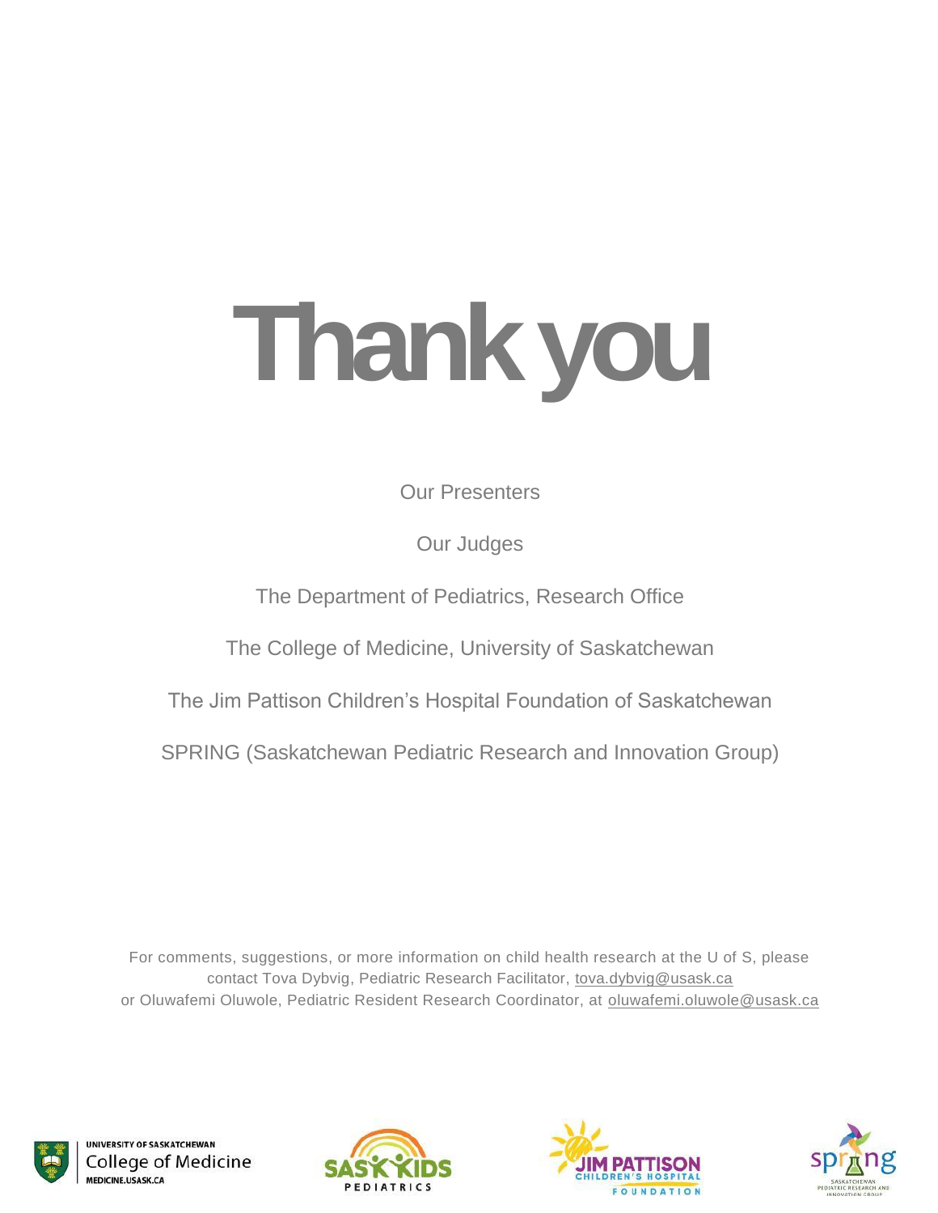# Thank you

Our Presenters

Our Judges

The Department of Pediatrics, Research Office

The College of Medicine, University of Saskatchewan

The Jim Pattison Children's Hospital Foundation of Saskatchewan

SPRING (Saskatchewan Pediatric Research and Innovation Group)

For comments, suggestions, or more information on child health research at the U of S, please contact Tova Dybvig, Pediatric Research Facilitator, tova.dybvig@usask.ca or Oluwafemi Oluwole, Pediatric Resident Research Coordinator, at oluwafemi.oluwole@usask.ca

UNIVERSITY OF SASKATCHEWAN
College of Medicine
MEDICINE.USASK.CA

SASK KIDS
PEDIATRICS

JIM PATTISON
CHILDREN'S HOSPITAL
FOUNDATION

spring
SASKATCHEWAN PEDIATRIC RESEARCH AND INNOVATION GROUP